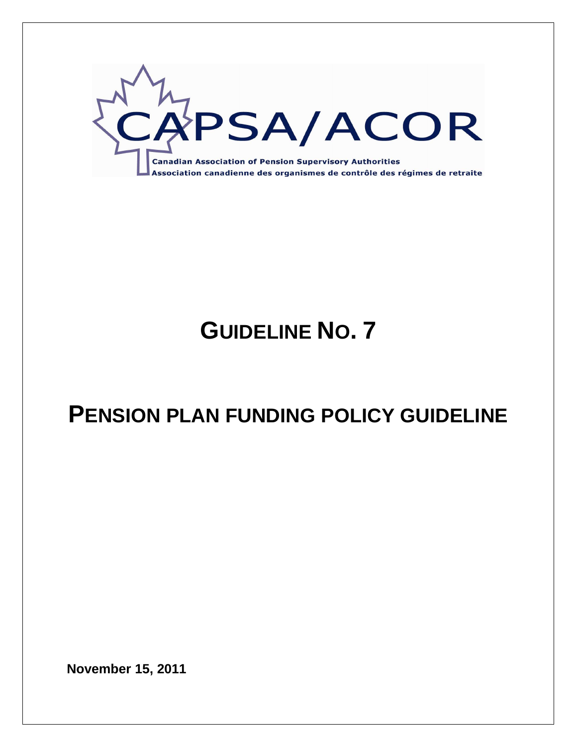CAPSA/ACOR

Canadian Association of Pension Supervisory Authorities

Association canadienne des organismes de contrôle des régimes de retraite

# GUIDELINE NO. 7

# PENSION PLAN FUNDING POLICY GUIDELINE

**November 15, 2011**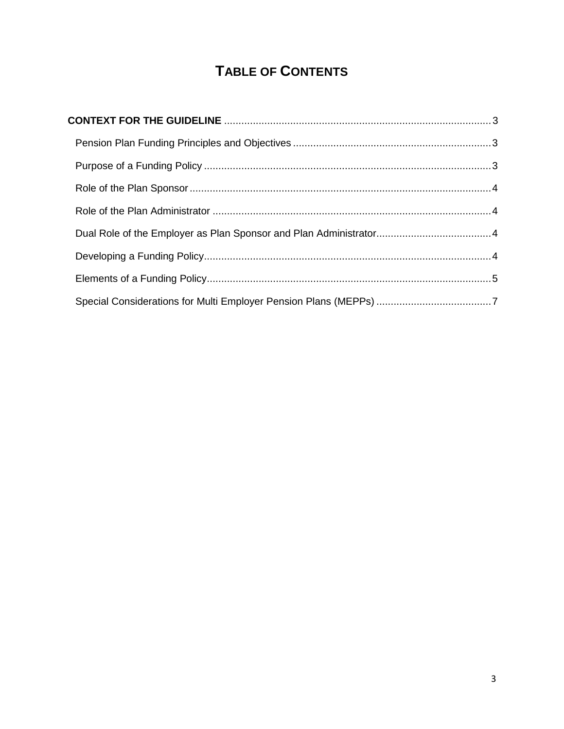# TABLE OF CONTENTS

**CONTEXT FOR THE GUIDELINE** ........................................................................................... 3

- Pension Plan Funding Principles and Objectives ..................................................................... 3
- Purpose of a Funding Policy .................................................................................................... 3
- Role of the Plan Sponsor ......................................................................................................... 4
- Role of the Plan Administrator ................................................................................................. 4
- Dual Role of the Employer as Plan Sponsor and Plan Administrator........................................ 4
- Developing a Funding Policy.................................................................................................... 4
- Elements of a Funding Policy................................................................................................... 5
- Special Considerations for Multi Employer Pension Plans (MEPPs) ........................................ 7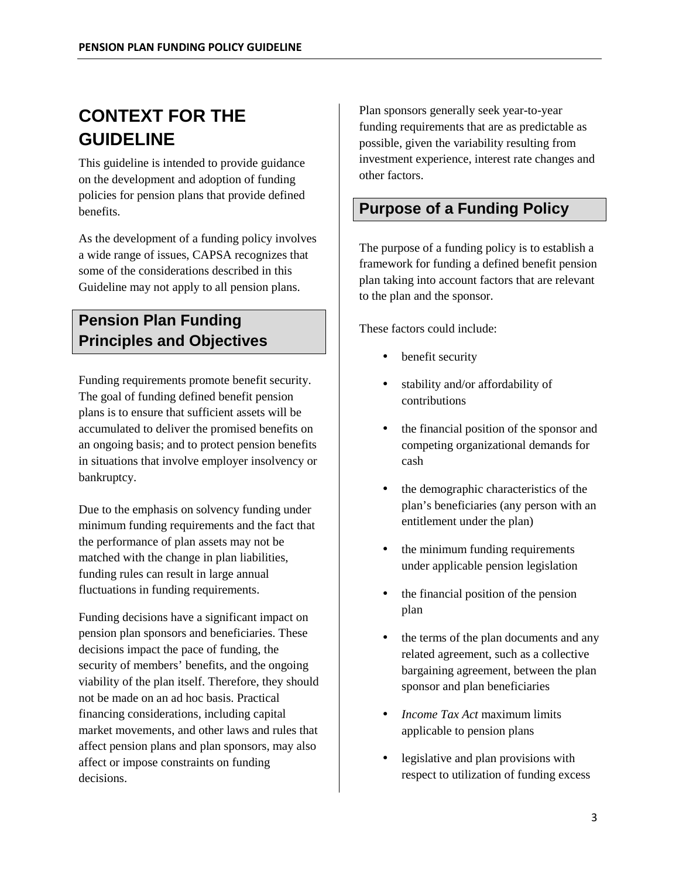# CONTEXT FOR THE GUIDELINE

This guideline is intended to provide guidance on the development and adoption of funding policies for pension plans that provide defined benefits.

As the development of a funding policy involves a wide range of issues, CAPSA recognizes that some of the considerations described in this Guideline may not apply to all pension plans.

## Pension Plan Funding Principles and Objectives

Funding requirements promote benefit security. The goal of funding defined benefit pension plans is to ensure that sufficient assets will be accumulated to deliver the promised benefits on an ongoing basis; and to protect pension benefits in situations that involve employer insolvency or bankruptcy.

Due to the emphasis on solvency funding under minimum funding requirements and the fact that the performance of plan assets may not be matched with the change in plan liabilities, funding rules can result in large annual fluctuations in funding requirements.

Funding decisions have a significant impact on pension plan sponsors and beneficiaries. These decisions impact the pace of funding, the security of members' benefits, and the ongoing viability of the plan itself. Therefore, they should not be made on an ad hoc basis. Practical financing considerations, including capital market movements, and other laws and rules that affect pension plans and plan sponsors, may also affect or impose constraints on funding decisions.

Plan sponsors generally seek year-to-year funding requirements that are as predictable as possible, given the variability resulting from investment experience, interest rate changes and other factors.

## Purpose of a Funding Policy

The purpose of a funding policy is to establish a framework for funding a defined benefit pension plan taking into account factors that are relevant to the plan and the sponsor.

These factors could include:

- benefit security
- stability and/or affordability of contributions
- the financial position of the sponsor and competing organizational demands for cash
- the demographic characteristics of the plan's beneficiaries (any person with an entitlement under the plan)
- the minimum funding requirements under applicable pension legislation
- the financial position of the pension plan
- the terms of the plan documents and any related agreement, such as a collective bargaining agreement, between the plan sponsor and plan beneficiaries
- *Income Tax Act* maximum limits applicable to pension plans
- legislative and plan provisions with respect to utilization of funding excess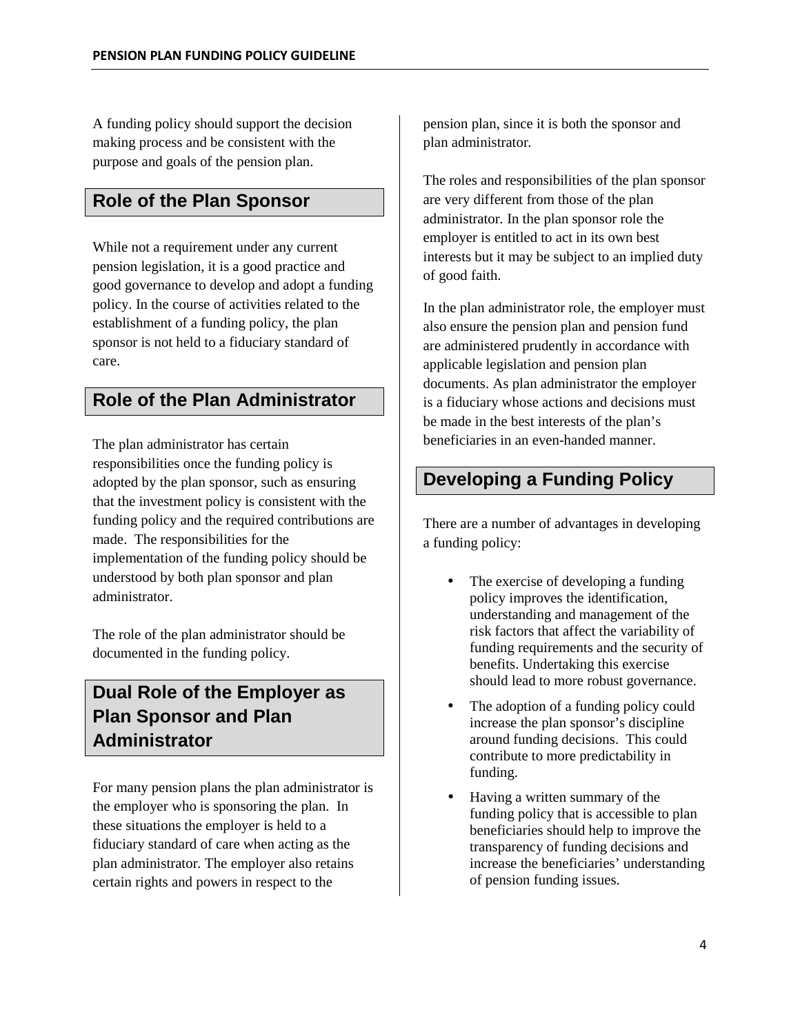A funding policy should support the decision making process and be consistent with the purpose and goals of the pension plan.

## Role of the Plan Sponsor

While not a requirement under any current pension legislation, it is a good practice and good governance to develop and adopt a funding policy. In the course of activities related to the establishment of a funding policy, the plan sponsor is not held to a fiduciary standard of care.

## Role of the Plan Administrator

The plan administrator has certain responsibilities once the funding policy is adopted by the plan sponsor, such as ensuring that the investment policy is consistent with the funding policy and the required contributions are made. The responsibilities for the implementation of the funding policy should be understood by both plan sponsor and plan administrator.

The role of the plan administrator should be documented in the funding policy.

## Dual Role of the Employer as Plan Sponsor and Plan Administrator

For many pension plans the plan administrator is the employer who is sponsoring the plan. In these situations the employer is held to a fiduciary standard of care when acting as the plan administrator. The employer also retains certain rights and powers in respect to the pension plan, since it is both the sponsor and plan administrator.

The roles and responsibilities of the plan sponsor are very different from those of the plan administrator. In the plan sponsor role the employer is entitled to act in its own best interests but it may be subject to an implied duty of good faith.

In the plan administrator role, the employer must also ensure the pension plan and pension fund are administered prudently in accordance with applicable legislation and pension plan documents. As plan administrator the employer is a fiduciary whose actions and decisions must be made in the best interests of the plan's beneficiaries in an even-handed manner.

## Developing a Funding Policy

There are a number of advantages in developing a funding policy:

- The exercise of developing a funding policy improves the identification, understanding and management of the risk factors that affect the variability of funding requirements and the security of benefits. Undertaking this exercise should lead to more robust governance.
- The adoption of a funding policy could increase the plan sponsor's discipline around funding decisions. This could contribute to more predictability in funding.
- Having a written summary of the funding policy that is accessible to plan beneficiaries should help to improve the transparency of funding decisions and increase the beneficiaries' understanding of pension funding issues.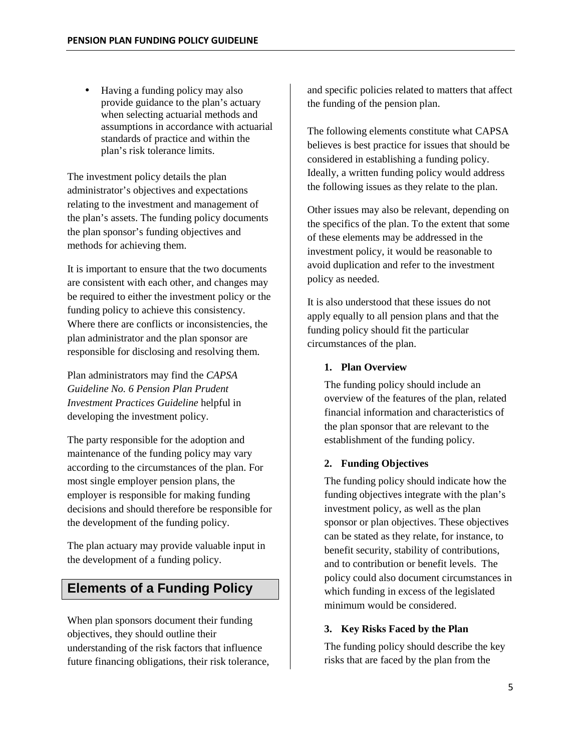- Having a funding policy may also provide guidance to the plan's actuary when selecting actuarial methods and assumptions in accordance with actuarial standards of practice and within the plan's risk tolerance limits.

The investment policy details the plan administrator's objectives and expectations relating to the investment and management of the plan's assets. The funding policy documents the plan sponsor's funding objectives and methods for achieving them.

It is important to ensure that the two documents are consistent with each other, and changes may be required to either the investment policy or the funding policy to achieve this consistency. Where there are conflicts or inconsistencies, the plan administrator and the plan sponsor are responsible for disclosing and resolving them.

Plan administrators may find the *CAPSA Guideline No. 6 Pension Plan Prudent Investment Practices Guideline* helpful in developing the investment policy.

The party responsible for the adoption and maintenance of the funding policy may vary according to the circumstances of the plan. For most single employer pension plans, the employer is responsible for making funding decisions and should therefore be responsible for the development of the funding policy.

The plan actuary may provide valuable input in the development of a funding policy.

## Elements of a Funding Policy

When plan sponsors document their funding objectives, they should outline their understanding of the risk factors that influence future financing obligations, their risk tolerance, and specific policies related to matters that affect the funding of the pension plan.

The following elements constitute what CAPSA believes is best practice for issues that should be considered in establishing a funding policy. Ideally, a written funding policy would address the following issues as they relate to the plan.

Other issues may also be relevant, depending on the specifics of the plan. To the extent that some of these elements may be addressed in the investment policy, it would be reasonable to avoid duplication and refer to the investment policy as needed.

It is also understood that these issues do not apply equally to all pension plans and that the funding policy should fit the particular circumstances of the plan.

### 1. Plan Overview

The funding policy should include an overview of the features of the plan, related financial information and characteristics of the plan sponsor that are relevant to the establishment of the funding policy.

### 2. Funding Objectives

The funding policy should indicate how the funding objectives integrate with the plan's investment policy, as well as the plan sponsor or plan objectives. These objectives can be stated as they relate, for instance, to benefit security, stability of contributions, and to contribution or benefit levels. The policy could also document circumstances in which funding in excess of the legislated minimum would be considered.

### 3. Key Risks Faced by the Plan

The funding policy should describe the key risks that are faced by the plan from the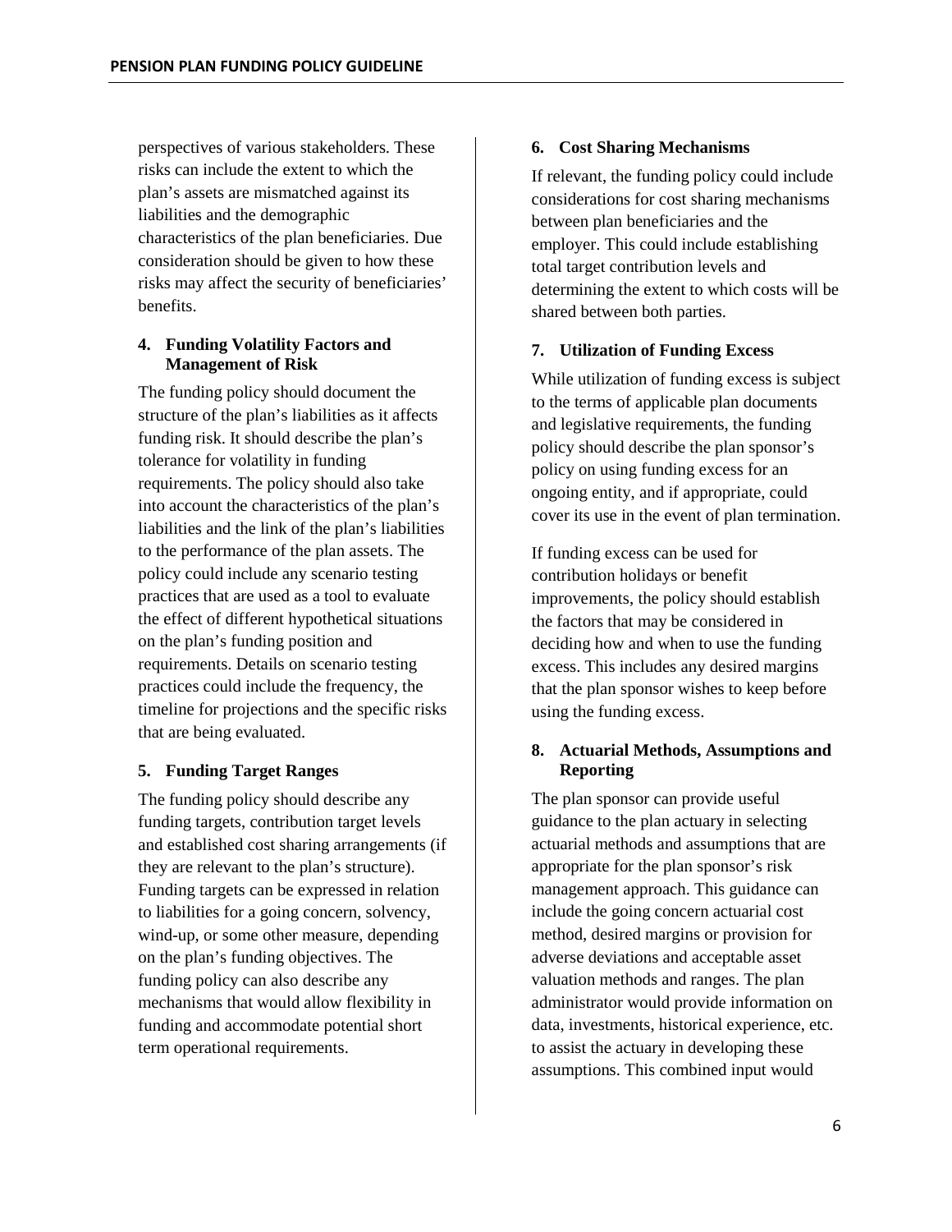perspectives of various stakeholders. These risks can include the extent to which the plan's assets are mismatched against its liabilities and the demographic characteristics of the plan beneficiaries. Due consideration should be given to how these risks may affect the security of beneficiaries' benefits.

#### 4. Funding Volatility Factors and Management of Risk

The funding policy should document the structure of the plan's liabilities as it affects funding risk. It should describe the plan's tolerance for volatility in funding requirements. The policy should also take into account the characteristics of the plan's liabilities and the link of the plan's liabilities to the performance of the plan assets. The policy could include any scenario testing practices that are used as a tool to evaluate the effect of different hypothetical situations on the plan's funding position and requirements. Details on scenario testing practices could include the frequency, the timeline for projections and the specific risks that are being evaluated.

#### 5. Funding Target Ranges

The funding policy should describe any funding targets, contribution target levels and established cost sharing arrangements (if they are relevant to the plan's structure). Funding targets can be expressed in relation to liabilities for a going concern, solvency, wind-up, or some other measure, depending on the plan's funding objectives. The funding policy can also describe any mechanisms that would allow flexibility in funding and accommodate potential short term operational requirements.

#### 6. Cost Sharing Mechanisms

If relevant, the funding policy could include considerations for cost sharing mechanisms between plan beneficiaries and the employer. This could include establishing total target contribution levels and determining the extent to which costs will be shared between both parties.

#### 7. Utilization of Funding Excess

While utilization of funding excess is subject to the terms of applicable plan documents and legislative requirements, the funding policy should describe the plan sponsor's policy on using funding excess for an ongoing entity, and if appropriate, could cover its use in the event of plan termination.

If funding excess can be used for contribution holidays or benefit improvements, the policy should establish the factors that may be considered in deciding how and when to use the funding excess. This includes any desired margins that the plan sponsor wishes to keep before using the funding excess.

#### 8. Actuarial Methods, Assumptions and Reporting

The plan sponsor can provide useful guidance to the plan actuary in selecting actuarial methods and assumptions that are appropriate for the plan sponsor's risk management approach. This guidance can include the going concern actuarial cost method, desired margins or provision for adverse deviations and acceptable asset valuation methods and ranges. The plan administrator would provide information on data, investments, historical experience, etc. to assist the actuary in developing these assumptions. This combined input would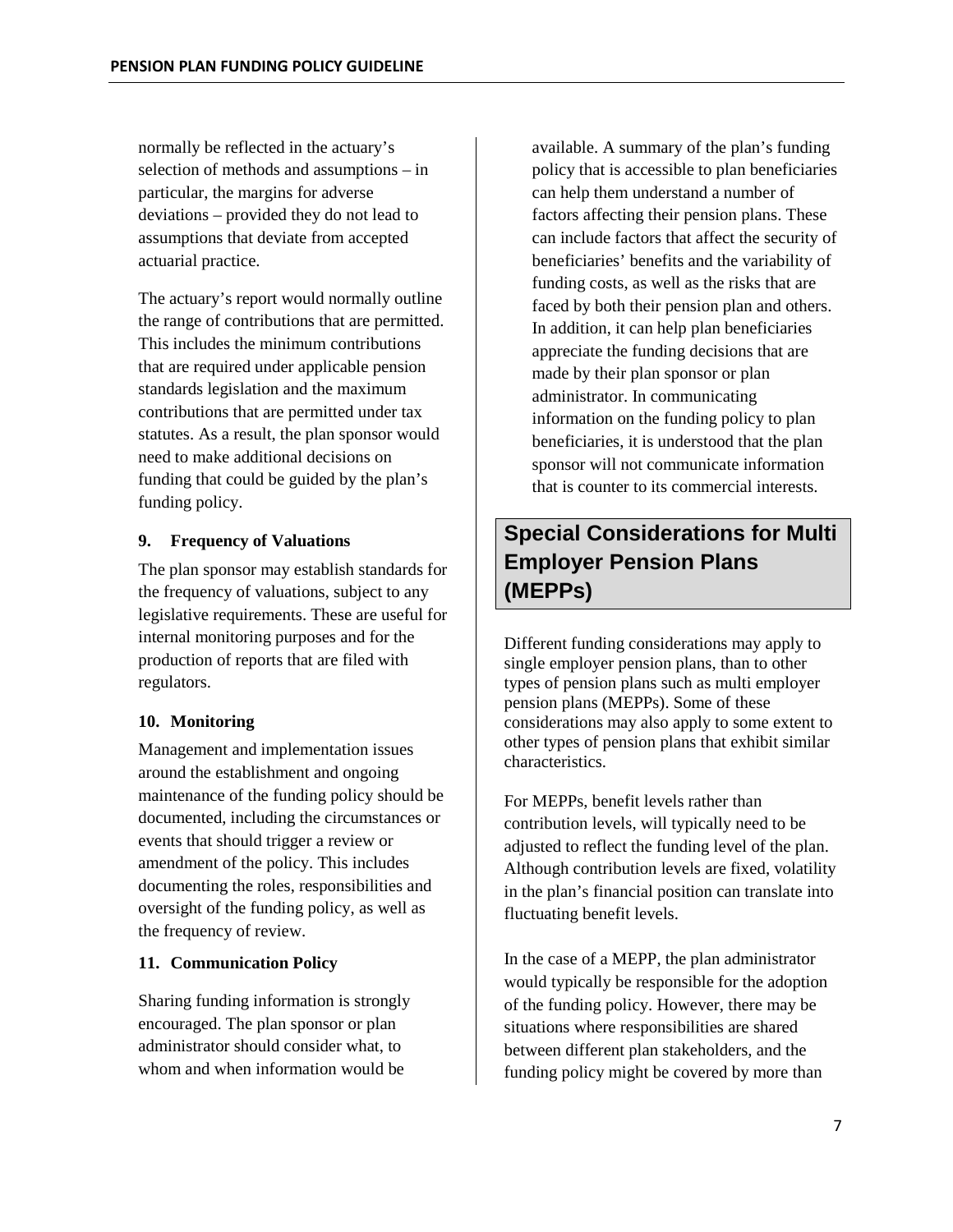normally be reflected in the actuary's selection of methods and assumptions – in particular, the margins for adverse deviations – provided they do not lead to assumptions that deviate from accepted actuarial practice.

The actuary's report would normally outline the range of contributions that are permitted. This includes the minimum contributions that are required under applicable pension standards legislation and the maximum contributions that are permitted under tax statutes. As a result, the plan sponsor would need to make additional decisions on funding that could be guided by the plan's funding policy.

**9. Frequency of Valuations**

The plan sponsor may establish standards for the frequency of valuations, subject to any legislative requirements. These are useful for internal monitoring purposes and for the production of reports that are filed with regulators.

**10. Monitoring**

Management and implementation issues around the establishment and ongoing maintenance of the funding policy should be documented, including the circumstances or events that should trigger a review or amendment of the policy. This includes documenting the roles, responsibilities and oversight of the funding policy, as well as the frequency of review.

**11. Communication Policy**

Sharing funding information is strongly encouraged. The plan sponsor or plan administrator should consider what, to whom and when information would be available. A summary of the plan's funding policy that is accessible to plan beneficiaries can help them understand a number of factors affecting their pension plans. These can include factors that affect the security of beneficiaries' benefits and the variability of funding costs, as well as the risks that are faced by both their pension plan and others. In addition, it can help plan beneficiaries appreciate the funding decisions that are made by their plan sponsor or plan administrator. In communicating information on the funding policy to plan beneficiaries, it is understood that the plan sponsor will not communicate information that is counter to its commercial interests.

## Special Considerations for Multi Employer Pension Plans (MEPPs)

Different funding considerations may apply to single employer pension plans, than to other types of pension plans such as multi employer pension plans (MEPPs). Some of these considerations may also apply to some extent to other types of pension plans that exhibit similar characteristics.

For MEPPs, benefit levels rather than contribution levels, will typically need to be adjusted to reflect the funding level of the plan. Although contribution levels are fixed, volatility in the plan's financial position can translate into fluctuating benefit levels.

In the case of a MEPP, the plan administrator would typically be responsible for the adoption of the funding policy. However, there may be situations where responsibilities are shared between different plan stakeholders, and the funding policy might be covered by more than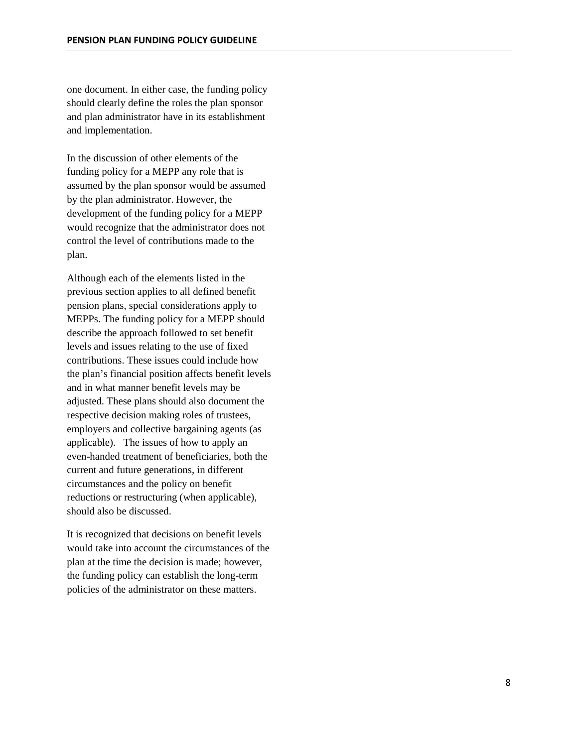one document. In either case, the funding policy should clearly define the roles the plan sponsor and plan administrator have in its establishment and implementation.

In the discussion of other elements of the funding policy for a MEPP any role that is assumed by the plan sponsor would be assumed by the plan administrator. However, the development of the funding policy for a MEPP would recognize that the administrator does not control the level of contributions made to the plan.

Although each of the elements listed in the previous section applies to all defined benefit pension plans, special considerations apply to MEPPs. The funding policy for a MEPP should describe the approach followed to set benefit levels and issues relating to the use of fixed contributions. These issues could include how the plan's financial position affects benefit levels and in what manner benefit levels may be adjusted. These plans should also document the respective decision making roles of trustees, employers and collective bargaining agents (as applicable). The issues of how to apply an even-handed treatment of beneficiaries, both the current and future generations, in different circumstances and the policy on benefit reductions or restructuring (when applicable), should also be discussed.

It is recognized that decisions on benefit levels would take into account the circumstances of the plan at the time the decision is made; however, the funding policy can establish the long-term policies of the administrator on these matters.